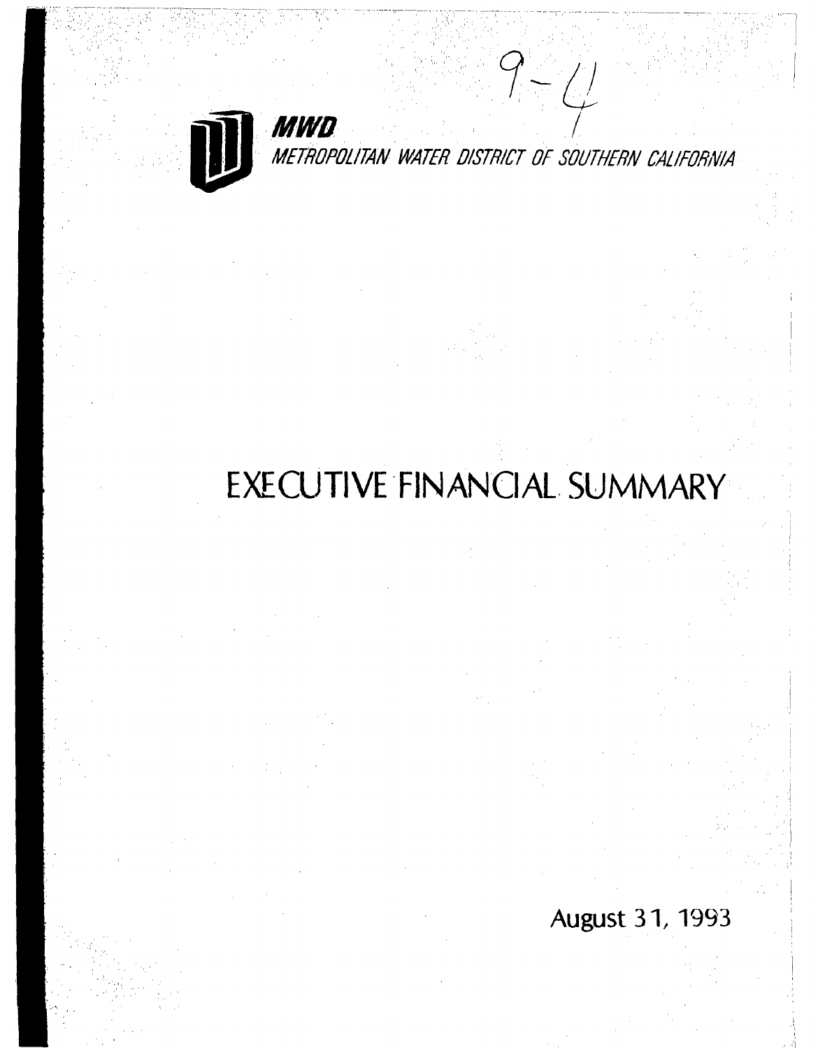9-4

**MWD**

*METROPOLITAN WATER DISTRICT OF SOUTHERN CALIFORNIA*

# EXECUTIVE FINANCIAL SUMMARY

August 31, 1993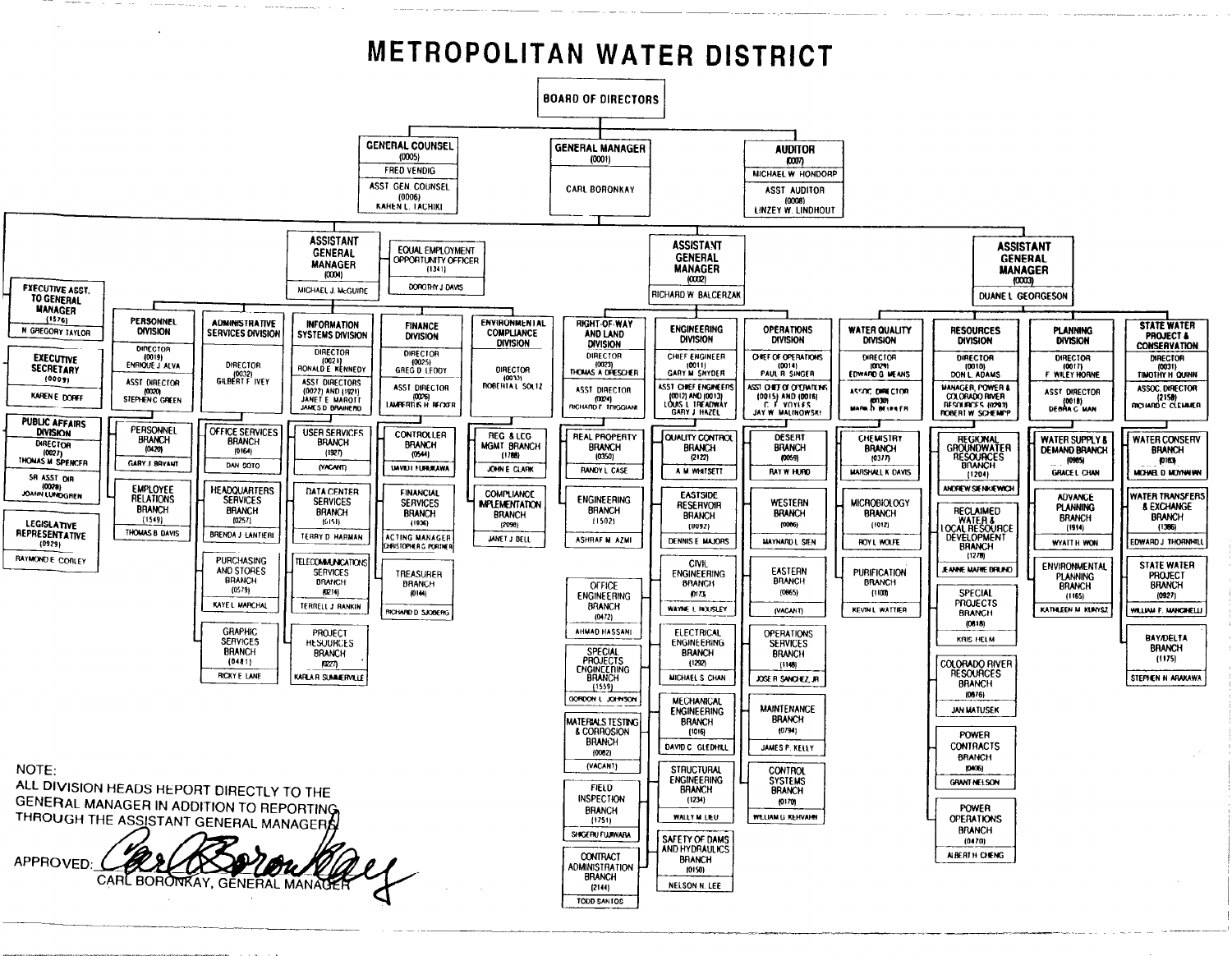# METROPOLITAN WATER DISTRICT

## BOARD OF DIRECTORS

- **GENERAL COUNSEL** (0005) — FRED VENDIG
  - ASST. GEN. COUNSEL (0006) — KAREN L. TACHIKI
- **GENERAL MANAGER** (0001) — CARL BORONKAY
- **AUDITOR** (0007) — MICHAEL W. HONDORP
  - ASST. AUDITOR (0008) — LINZEY W. LINDHOUT

### Reporting to the General Manager

- **EXECUTIVE ASST. TO GENERAL MANAGER** (1576) — N. GREGORY TAYLOR
- **EXECUTIVE SECRETARY** (0009) — KAREN E. DORFF
- **PUBLIC AFFAIRS DIVISION**
  - DIRECTOR (0027) — THOMAS M. SPENCER
  - SR. ASST. DIR. (0028) — JOANN LUNDGREN
- **LEGISLATIVE REPRESENTATIVE** (0929) — RAYMOND E. CORLEY

### ASSISTANT GENERAL MANAGER (0004) — MICHAEL J. McGUIRE

- **EQUAL EMPLOYMENT OPPORTUNITY OFFICER** (1341) — DOROTHY J. DAVIS
- **PERSONNEL DIVISION**
  - DIRECTOR (0019) — ENRIQUE J. ALVA
  - ASST. DIRECTOR (0020) — STEPHEN C. GREEN
  - PERSONNEL BRANCH (0420) — GARY J. BRYANT
  - EMPLOYEE RELATIONS BRANCH (1549) — THOMAS B. DAVIS
- **ADMINISTRATIVE SERVICES DIVISION**
  - DIRECTOR (0032) — GILBERT F. IVEY
  - OFFICE SERVICES BRANCH (0164) — DAN SOTO
  - HEADQUARTERS SERVICES BRANCH (0257) — BRENDA J. LANTIERI
  - PURCHASING AND STORES BRANCH (0579) — KAYE L. MARCHAL
  - GRAPHIC SERVICES BRANCH (0481) — RICKY E. LANE
- **INFORMATION SYSTEMS DIVISION**
  - DIRECTOR (0021) — RONALD E. KENNEDY
  - ASST. DIRECTORS (0022) AND (1921) — JANET E. MAROTT, JAMES D. BRAINERD
  - USER SERVICES BRANCH (1927) — (VACANT)
  - DATA CENTER SERVICES BRANCH (6151) — TERRY D. HARMAN
  - TELECOMMUNICATIONS SERVICES BRANCH (0214) — TERRELL J. RANKIN
  - PROJECT RESOURCES BRANCH (0227) — KARLA R. SUMMERVILLE
- **FINANCE DIVISION**
  - DIRECTOR (0025) — GREG D. LEDDY
  - ASST. DIRECTOR (0026) — LAMBERTUS H. BECKER
  - CONTROLLER BRANCH (0544) — DAVID T. FURUKAWA
  - FINANCIAL SERVICES BRANCH (1936) — ACTING MANAGER CHRISTOPHER G. PORTNER
  - TREASURER BRANCH (0144) — RICHARD D. SJOBERG
- **ENVIRONMENTAL COMPLIANCE DIVISION**
  - DIRECTOR (0030) — ROBERTA L. SOLTZ
  - REG. & LEG. MGMT. BRANCH (1788) — JOHN E. CLARK
  - COMPLIANCE IMPLEMENTATION BRANCH (2098) — JANET J. BELL

### ASSISTANT GENERAL MANAGER (0002) — RICHARD W. BALCERZAK

- **RIGHT-OF-WAY AND LAND DIVISION**
  - DIRECTOR (0023) — THOMAS A. DRESCHER
  - ASST. DIRECTOR (0024) — RICHARD F. TRIGGIANI
  - REAL PROPERTY BRANCH (0350) — RANDY L. CASE
  - ENGINEERING BRANCH (1502) — ASHRAF M. AZMI
  - OFFICE ENGINEERING BRANCH (0472) — AHMAD HASSANI
  - SPECIAL PROJECTS ENGINEERING BRANCH (1559) — GORDON L. JOHNSON
  - MATERIALS TESTING & CORROSION BRANCH (0082) — (VACANT)
  - FIELD INSPECTION BRANCH (1751) — SHIGERU FUJIWARA
  - CONTRACT ADMINISTRATION BRANCH (2144) — TODD SANTOS
- **ENGINEERING DIVISION**
  - CHIEF ENGINEER (0011) — GARY M. SNYDER
  - ASST. CHIEF ENGINEERS (0012) AND (0013) — LOUIS L. TREADWAY, GARY J. HAZEL
  - QUALITY CONTROL BRANCH (2122) — A. M. WHITSETT
  - EASTSIDE RESERVOIR BRANCH (0097) — DENNIS E. MAJORS
  - CIVIL ENGINEERING BRANCH (0173) — WAYNE L. HOUSLEY
  - ELECTRICAL ENGINEERING BRANCH (1292) — MICHAEL S. CHAN
  - MECHANICAL ENGINEERING BRANCH (1016) — DAVID C. GLEDHILL
  - STRUCTURAL ENGINEERING BRANCH (1234) — WALLY M. LIEU
  - SAFETY OF DAMS AND HYDRAULICS BRANCH (0150) — NELSON N. LEE
- **OPERATIONS DIVISION**
  - CHIEF OF OPERATIONS (0014) — PAUL R. SINGER
  - ASST. CHIEF OF OPERATIONS (0015) AND (0016) — C. F. VOYLES, JAY W. MALINOWSKI
  - DESERT BRANCH (0059) — RAY W. HURD
  - WESTERN BRANCH (0006) — MAYNARD L. SIEN
  - EASTERN BRANCH (0865) — (VACANT)
  - OPERATIONS SERVICES BRANCH (1148) — JOSE R. SANCHEZ, JR.
  - MAINTENANCE BRANCH (0794) — JAMES P. KELLY
  - CONTROL SYSTEMS BRANCH (0170) — WILLIAM G. KEHVAHN

### ASSISTANT GENERAL MANAGER (0003) — DUANE L. GEORGESON

- **WATER QUALITY DIVISION**
  - DIRECTOR (0029) — EDWARD G. MEANS
  - ASSOC. DIRECTOR (0130) — MARK D. BEUHLER
  - CHEMISTRY BRANCH (0377) — MARSHALL K. DAVIS
  - MICROBIOLOGY BRANCH (1012) — ROY L. WOLFE
  - PURIFICATION BRANCH (1103) — KEVIN L. WATTIER
- **RESOURCES DIVISION**
  - DIRECTOR (0010) — DON L. ADAMS
  - MANAGER, POWER & COLORADO RIVER RESOURCES (0293) — ROBERT W. SCHEMPP
  - REGIONAL GROUNDWATER RESOURCES BRANCH (1204) — ANDREW SIENKIEWICH
  - RECLAIMED WATER & LOCAL RESOURCE DEVELOPMENT BRANCH (1278) — JEANNE MARIE BRUNO
  - SPECIAL PROJECTS BRANCH (0818) — KRIS HELM
  - COLORADO RIVER RESOURCES BRANCH (0876) — JAN MATUSEK
  - POWER CONTRACTS BRANCH (0406) — GRANT NELSON
  - POWER OPERATIONS BRANCH (0470) — ALBERT H. CHENG
- **PLANNING DIVISION**
  - DIRECTOR (0017) — F. WILEY HORNE
  - ASST. DIRECTOR (0018) — DEBRA C. MAN
  - WATER SUPPLY & DEMAND BRANCH (0985) — GRACE L. CHAN
  - ADVANCE PLANNING BRANCH (1914) — WYATT H. WON
  - ENVIRONMENTAL PLANNING BRANCH (1165) — KATHLEEN M. KUNYSZ
- **STATE WATER PROJECT & CONSERVATION**
  - DIRECTOR (0031) — TIMOTHY H. QUINN
  - ASSOC. DIRECTOR (2158) — RICHARD C. CLEMMER
  - WATER CONSERV. BRANCH (0183) — MICHAEL D. MOYNAHAN
  - WATER TRANSFERS & EXCHANGE BRANCH (1386) — EDWARD J. THORNHILL
  - STATE WATER PROJECT BRANCH (0927) — WILLIAM F. MANCINELLI
  - BAY/DELTA BRANCH (1175) — STEPHEN N. ARAKAWA

NOTE:
ALL DIVISION HEADS REPORT DIRECTLY TO THE GENERAL MANAGER IN ADDITION TO REPORTING THROUGH THE ASSISTANT GENERAL MANAGERS.

APPROVED: Carl Boronkay
CARL BORONKAY, GENERAL MANAGER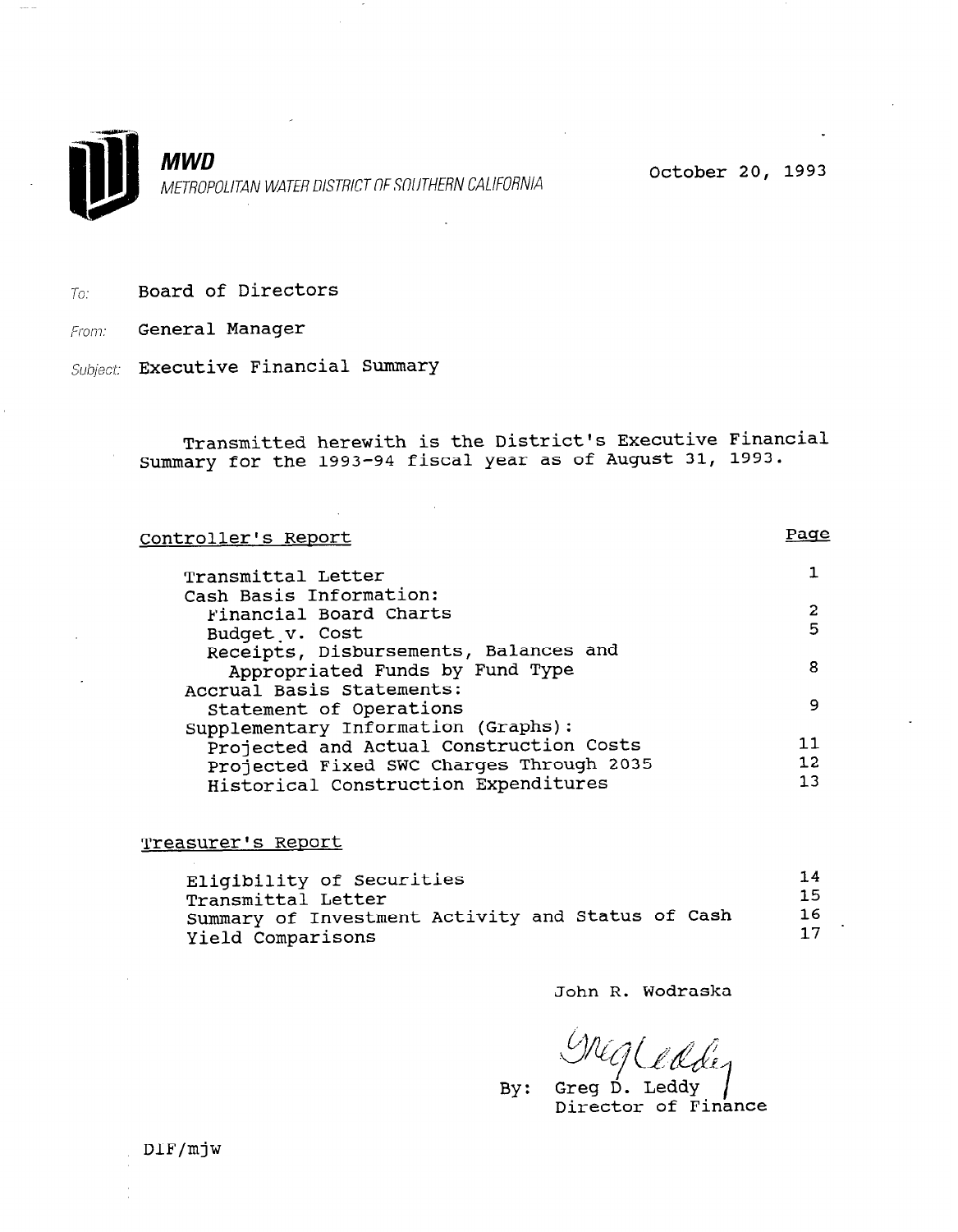**MWD**
*METROPOLITAN WATER DISTRICT OF SOUTHERN CALIFORNIA*

October 20, 1993

*To:* Board of Directors

*From:* General Manager

*Subject:* Executive Financial Summary

Transmitted herewith is the District's Executive Financial Summary for the 1993-94 fiscal year as of August 31, 1993.

| Controller's Report | Page |
|---|---|
| Transmittal Letter | 1 |
| Cash Basis Information: | |
| Financial Board Charts | 2 |
| Budget v. Cost | 5 |
| Receipts, Disbursements, Balances and Appropriated Funds by Fund Type | 8 |
| Accrual Basis Statements: | |
| Statement of Operations | 9 |
| Supplementary Information (Graphs): | |
| Projected and Actual Construction Costs | 11 |
| Projected Fixed SWC Charges Through 2035 | 12 |
| Historical Construction Expenditures | 13 |

| Treasurer's Report | |
|---|---|
| Eligibility of Securities | 14 |
| Transmittal Letter | 15 |
| Summary of Investment Activity and Status of Cash | 16 |
| Yield Comparisons | 17 |

John R. Wodraska

By: Greg D. Leddy
Director of Finance

DIF/mjw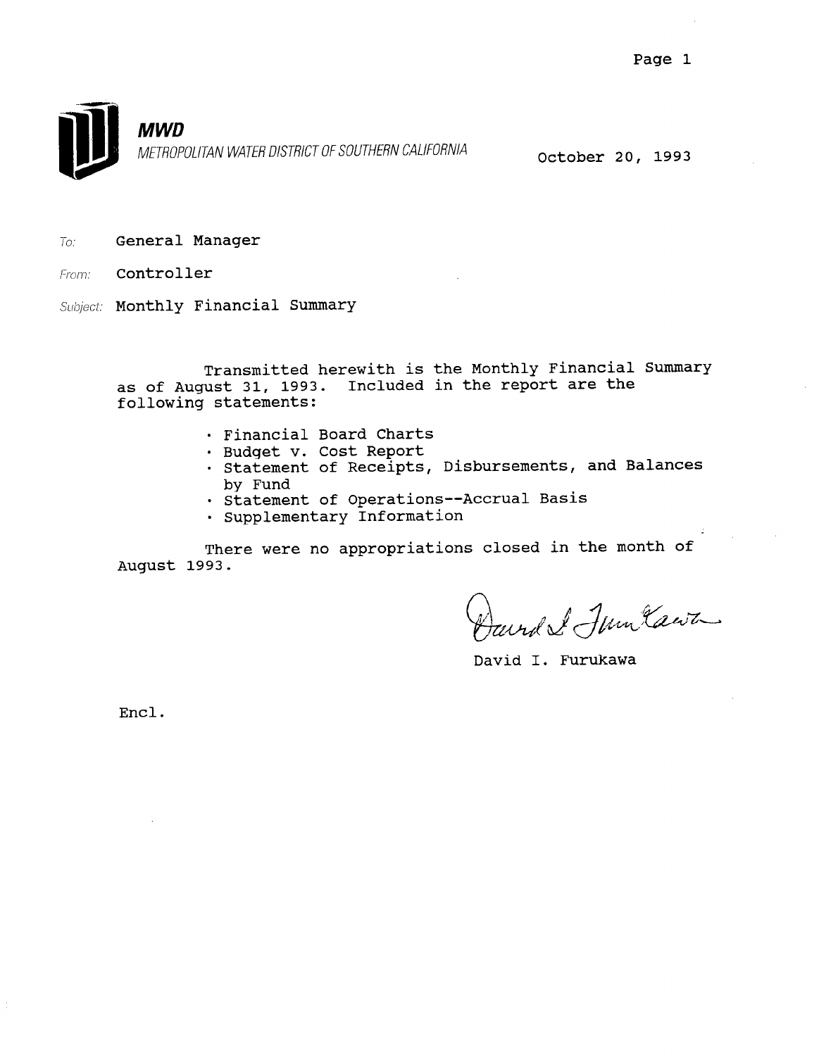**MWD**

METROPOLITAN WATER DISTRICT OF SOUTHERN CALIFORNIA

October 20, 1993

To: General Manager

From: Controller

Subject: Monthly Financial Summary

Transmitted herewith is the Monthly Financial Summary as of August 31, 1993. Included in the report are the following statements:

- Financial Board Charts
- Budget v. Cost Report
- Statement of Receipts, Disbursements, and Balances by Fund
- Statement of Operations--Accrual Basis
- Supplementary Information

There were no appropriations closed in the month of August 1993.

David I. Furukawa

Encl.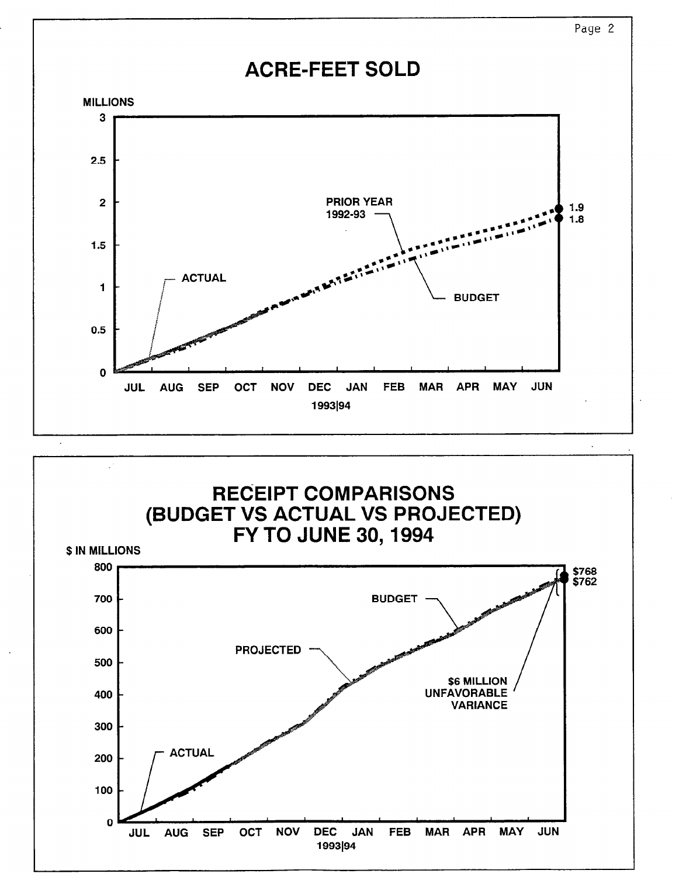# ACRE-FEET SOLD

MILLIONS

3

2.5

2

1.5

1

0.5

0

JUL AUG SEP OCT NOV DEC JAN FEB MAR APR MAY JUN

1993|94

PRIOR YEAR 1992-93

ACTUAL

BUDGET

1.9

1.8

# RECEIPT COMPARISONS (BUDGET VS ACTUAL VS PROJECTED) FY TO JUNE 30, 1994

$ IN MILLIONS

800

700

600

500

400

300

200

100

0

JUL AUG SEP OCT NOV DEC JAN FEB MAR APR MAY JUN

1993|94

BUDGET

PROJECTED

ACTUAL

$6 MILLION UNFAVORABLE VARIANCE

$768

$762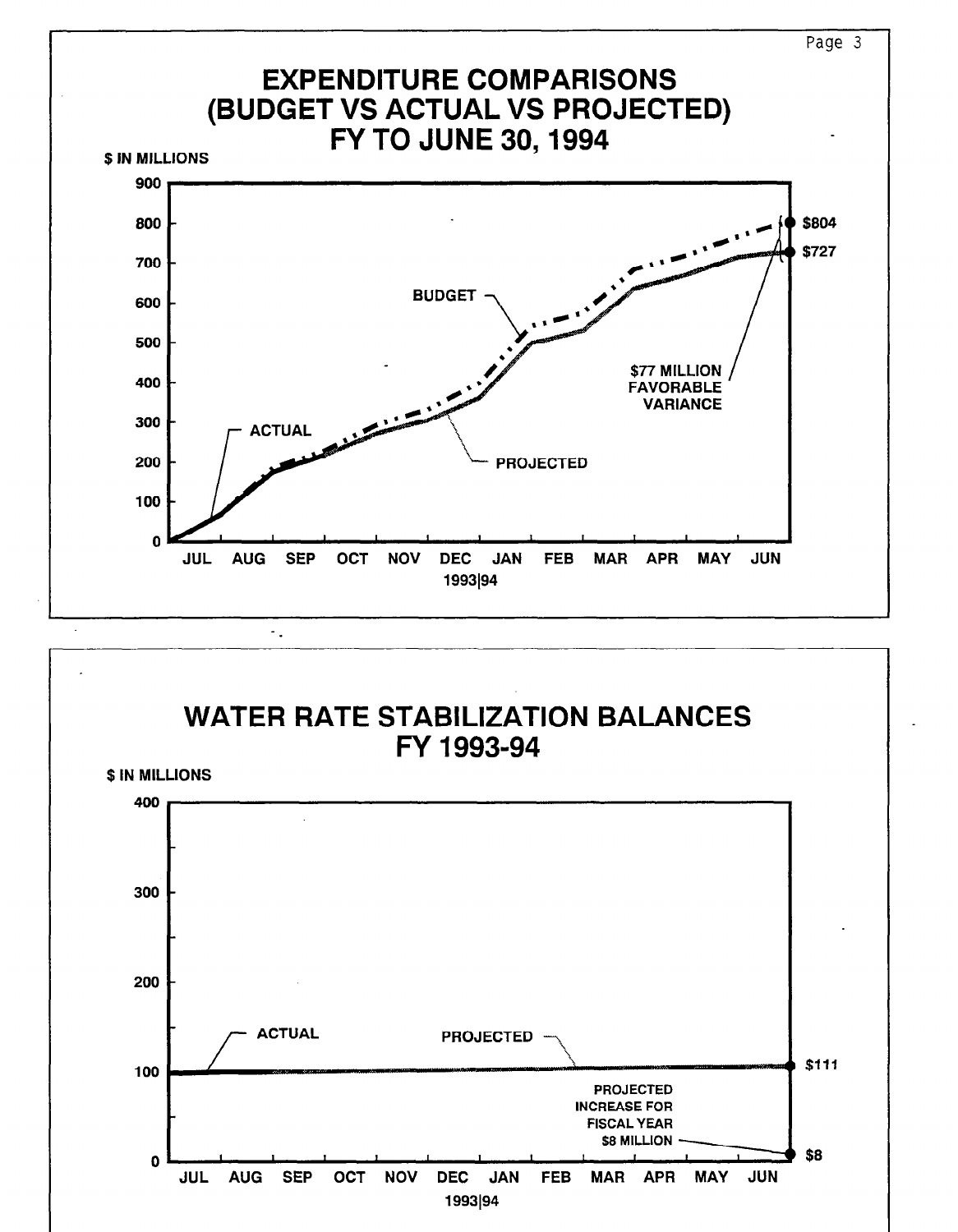# EXPENDITURE COMPARISONS (BUDGET VS ACTUAL VS PROJECTED) FY TO JUNE 30, 1994

$ IN MILLIONS

BUDGET

ACTUAL

PROJECTED

$804

$727

$77 MILLION FAVORABLE VARIANCE

JUL AUG SEP OCT NOV DEC JAN FEB MAR APR MAY JUN

1993|94

# WATER RATE STABILIZATION BALANCES FY 1993-94

$ IN MILLIONS

ACTUAL

PROJECTED

$111

PROJECTED INCREASE FOR FISCAL YEAR $8 MILLION

$8

JUL AUG SEP OCT NOV DEC JAN FEB MAR APR MAY JUN

1993|94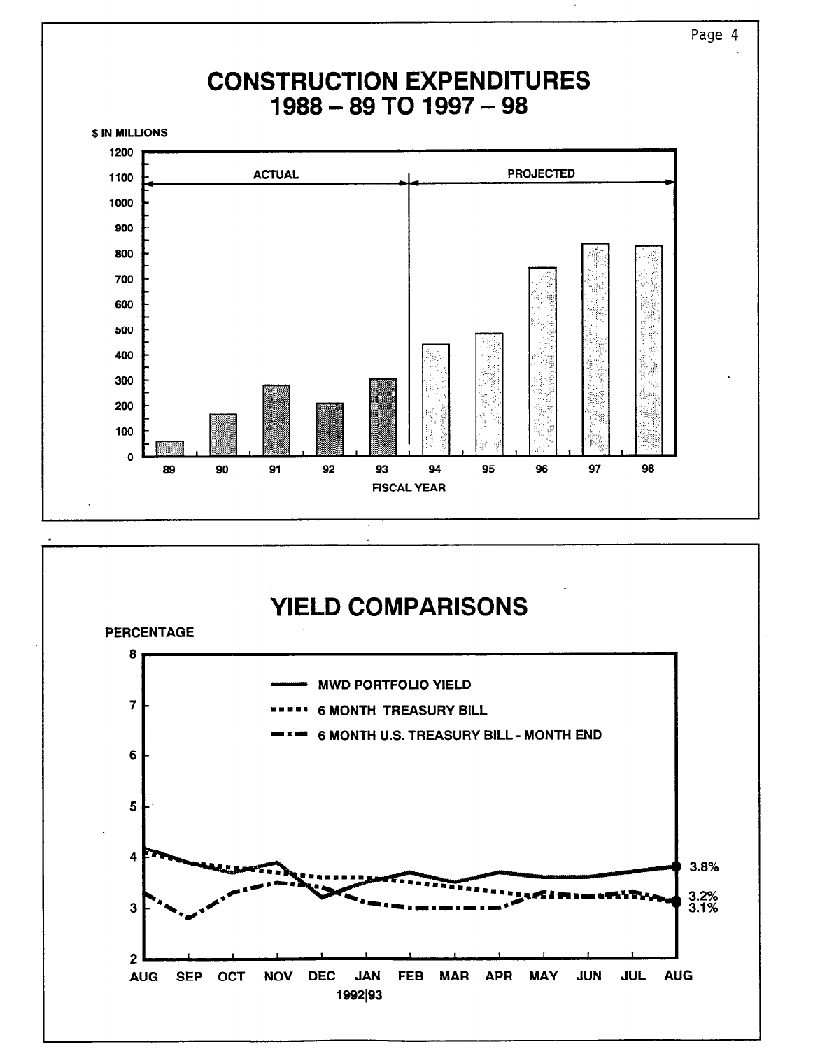# CONSTRUCTION EXPENDITURES 1988 – 89 TO 1997 – 98

$ IN MILLIONS

ACTUAL | PROJECTED

FISCAL YEAR

# YIELD COMPARISONS

PERCENTAGE

- MWD PORTFOLIO YIELD
- 6 MONTH TREASURY BILL
- 6 MONTH U.S. TREASURY BILL - MONTH END

3.8%
3.2%
3.1%

AUG SEP OCT NOV DEC JAN FEB MAR APR MAY JUN JUL AUG

1992|93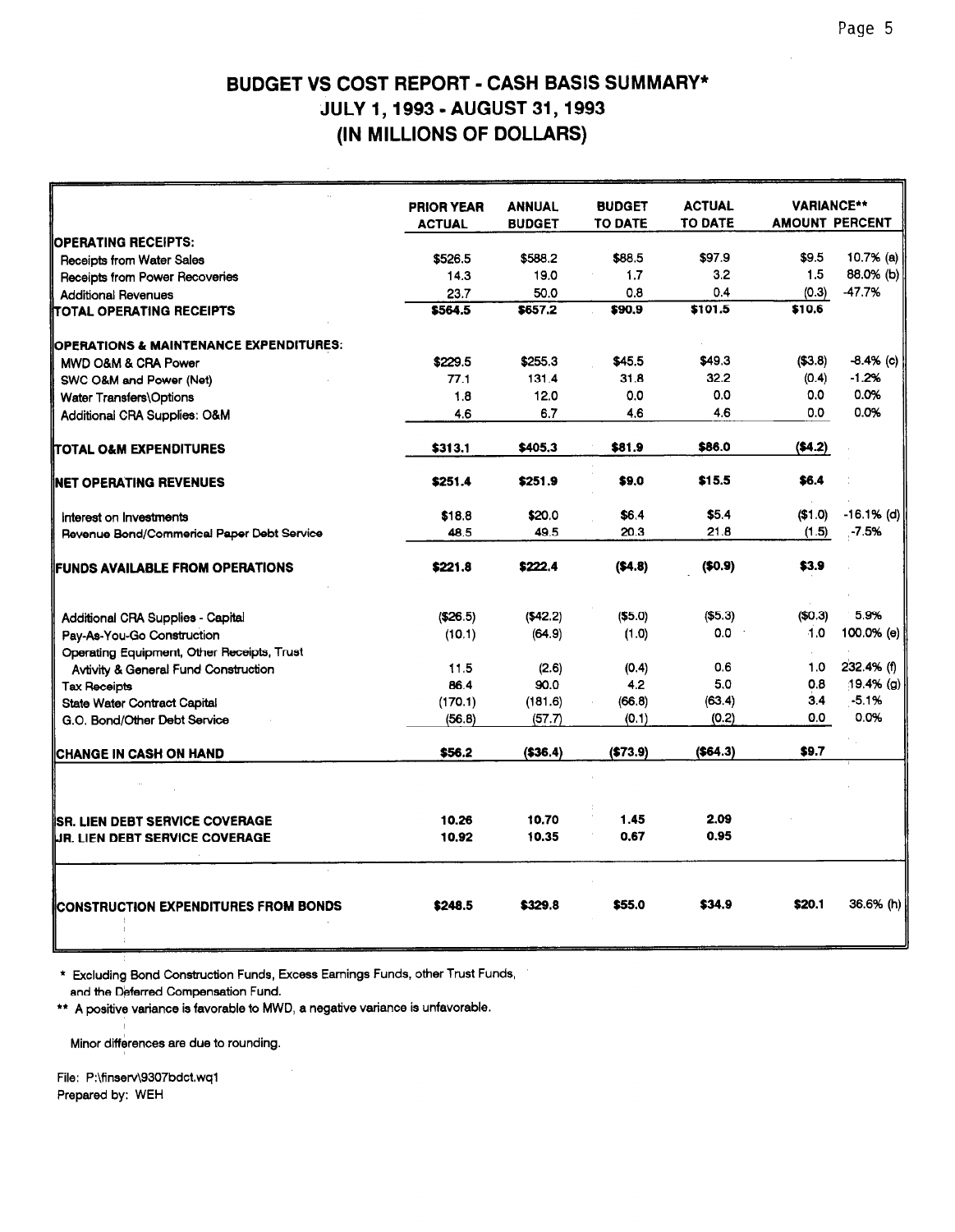# BUDGET VS COST REPORT - CASH BASIS SUMMARY*
## JULY 1, 1993 - AUGUST 31, 1993
## (IN MILLIONS OF DOLLARS)

| | PRIOR YEAR ACTUAL | ANNUAL BUDGET | BUDGET TO DATE | ACTUAL TO DATE | VARIANCE** AMOUNT | VARIANCE** PERCENT |
|---|---|---|---|---|---|---|
| **OPERATING RECEIPTS:** | | | | | | |
| Receipts from Water Sales | $526.5 | $588.2 | $88.5 | $97.9 | $9.5 | 10.7% (a) |
| Receipts from Power Recoveries | 14.3 | 19.0 | 1.7 | 3.2 | 1.5 | 88.0% (b) |
| Additional Revenues | 23.7 | 50.0 | 0.8 | 0.4 | (0.3) | -47.7% |
| **TOTAL OPERATING RECEIPTS** | **$564.5** | **$657.2** | **$90.9** | **$101.5** | **$10.6** | |
| **OPERATIONS & MAINTENANCE EXPENDITURES:** | | | | | | |
| MWD O&M & CRA Power | $229.5 | $255.3 | $45.5 | $49.3 | ($3.8) | -8.4% (c) |
| SWC O&M and Power (Net) | 77.1 | 131.4 | 31.8 | 32.2 | (0.4) | -1.2% |
| Water Transfers\Options | 1.8 | 12.0 | 0.0 | 0.0 | 0.0 | 0.0% |
| Additional CRA Supplies: O&M | 4.6 | 6.7 | 4.6 | 4.6 | 0.0 | 0.0% |
| **TOTAL O&M EXPENDITURES** | **$313.1** | **$405.3** | **$81.9** | **$86.0** | **($4.2)** | |
| **NET OPERATING REVENUES** | **$251.4** | **$251.9** | **$9.0** | **$15.5** | **$6.4** | |
| Interest on Investments | $18.8 | $20.0 | $6.4 | $5.4 | ($1.0) | -16.1% (d) |
| Revenue Bond/Commerical Paper Debt Service | 48.5 | 49.5 | 20.3 | 21.8 | (1.5) | -7.5% |
| **FUNDS AVAILABLE FROM OPERATIONS** | **$221.8** | **$222.4** | **($4.8)** | **($0.9)** | **$3.9** | |
| Additional CRA Supplies - Capital | ($26.5) | ($42.2) | ($5.0) | ($5.3) | ($0.3) | 5.9% |
| Pay-As-You-Go Construction | (10.1) | (64.9) | (1.0) | 0.0 | 1.0 | 100.0% (e) |
| Operating Equipment, Other Receipts, Trust Avtivity & General Fund Construction | 11.5 | (2.6) | (0.4) | 0.6 | 1.0 | 232.4% (f) |
| Tax Receipts | 86.4 | 90.0 | 4.2 | 5.0 | 0.8 | 19.4% (g) |
| State Water Contract Capital | (170.1) | (181.6) | (66.8) | (63.4) | 3.4 | -5.1% |
| G.O. Bond/Other Debt Service | (56.8) | (57.7) | (0.1) | (0.2) | 0.0 | 0.0% |
| **CHANGE IN CASH ON HAND** | **$56.2** | **($36.4)** | **($73.9)** | **($64.3)** | **$9.7** | |
| **SR. LIEN DEBT SERVICE COVERAGE** | **10.26** | **10.70** | **1.45** | **2.09** | | |
| **JR. LIEN DEBT SERVICE COVERAGE** | **10.92** | **10.35** | **0.67** | **0.95** | | |
| **CONSTRUCTION EXPENDITURES FROM BONDS** | **$248.5** | **$329.8** | **$55.0** | **$34.9** | **$20.1** | 36.6% (h) |

\* Excluding Bond Construction Funds, Excess Earnings Funds, other Trust Funds, and the Deferred Compensation Fund.

\*\* A positive variance is favorable to MWD, a negative variance is unfavorable.

Minor differences are due to rounding.

File: P:\finserv\9307bdct.wq1
Prepared by: WEH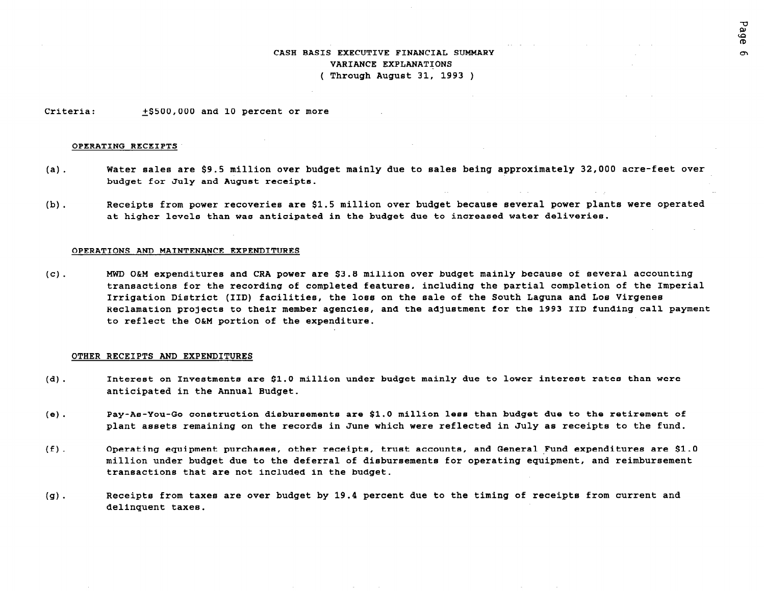# CASH BASIS EXECUTIVE FINANCIAL SUMMARY
## VARIANCE EXPLANATIONS
### ( Through August 31, 1993 )

Criteria: ±$500,000 and 10 percent or more

**OPERATING RECEIPTS**

(a). Water sales are $9.5 million over budget mainly due to sales being approximately 32,000 acre-feet over budget for July and August receipts.

(b). Receipts from power recoveries are $1.5 million over budget because several power plants were operated at higher levels than was anticipated in the budget due to increased water deliveries.

**OPERATIONS AND MAINTENANCE EXPENDITURES**

(c). MWD O&M expenditures and CRA power are $3.8 million over budget mainly because of several accounting transactions for the recording of completed features, including the partial completion of the Imperial Irrigation District (IID) facilities, the loss on the sale of the South Laguna and Los Virgenes Reclamation projects to their member agencies, and the adjustment for the 1993 IID funding call payment to reflect the O&M portion of the expenditure.

**OTHER RECEIPTS AND EXPENDITURES**

(d). Interest on Investments are $1.0 million under budget mainly due to lower interest rates than were anticipated in the Annual Budget.

(e). Pay-As-You-Go construction disbursements are $1.0 million less than budget due to the retirement of plant assets remaining on the records in June which were reflected in July as receipts to the fund.

(f). Operating equipment purchases, other receipts, trust accounts, and General Fund expenditures are $1.0 million under budget due to the deferral of disbursements for operating equipment, and reimbursement transactions that are not included in the budget.

(g). Receipts from taxes are over budget by 19.4 percent due to the timing of receipts from current and delinquent taxes.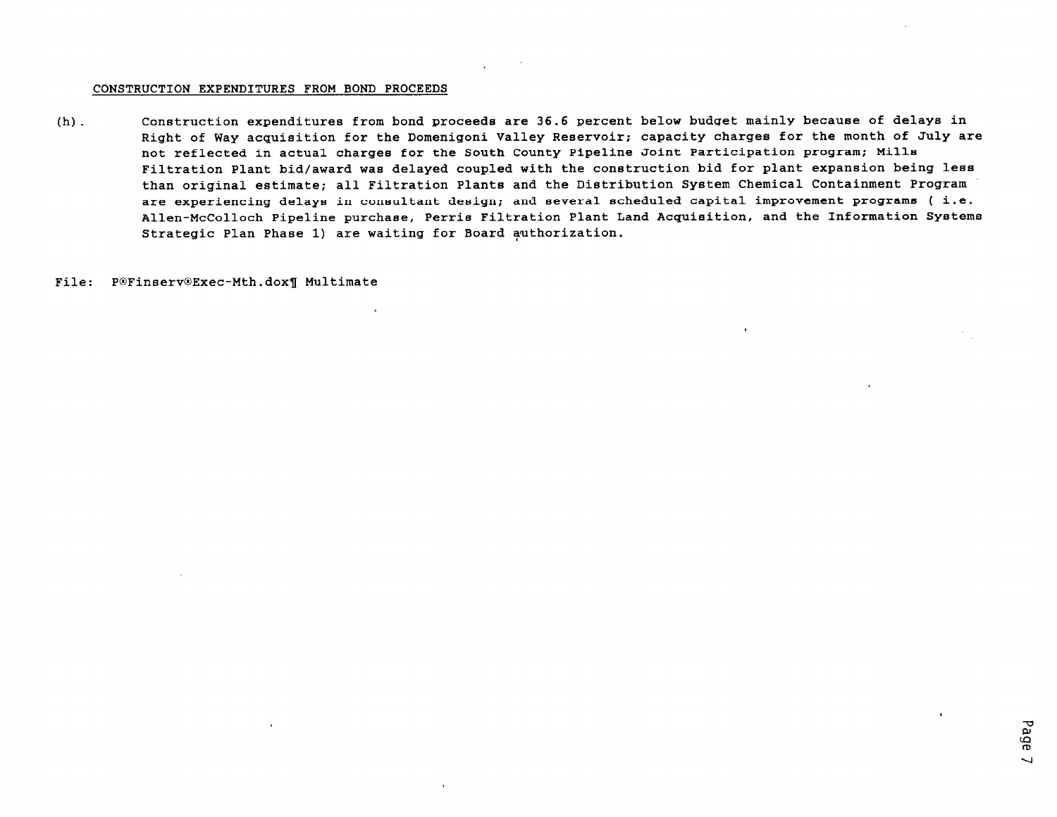CONSTRUCTION EXPENDITURES FROM BOND PROCEEDS

(h). Construction expenditures from bond proceeds are 36.6 percent below budget mainly because of delays in Right of Way acquisition for the Domenigoni Valley Reservoir; capacity charges for the month of July are not reflected in actual charges for the South County Pipeline Joint Participation program; Mills Filtration Plant bid/award was delayed coupled with the construction bid for plant expansion being less than original estimate; all Filtration Plants and the Distribution System Chemical Containment Program are experiencing delays in consultant design; and several scheduled capital improvement programs ( i.e. Allen-McColloch Pipeline purchase, Perris Filtration Plant Land Acquisition, and the Information Systems Strategic Plan Phase 1) are waiting for Board authorization.

File: P®Finserv®Exec-Mth.dox¶ Multimate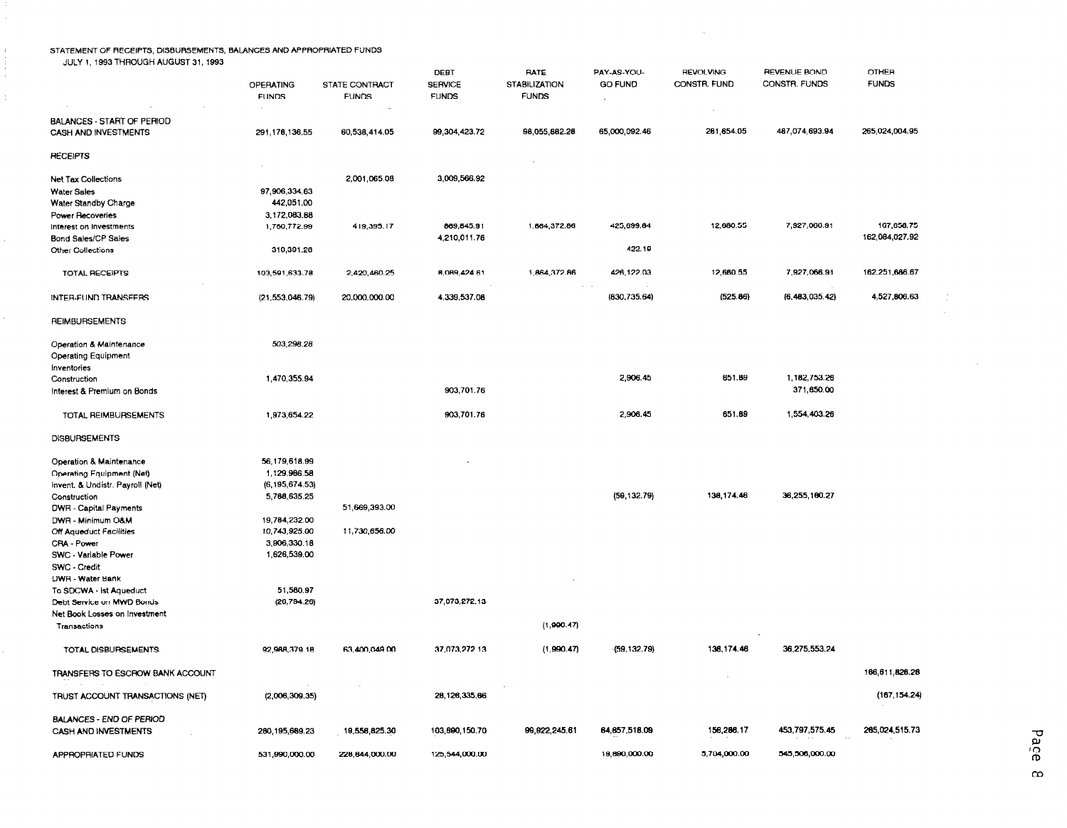STATEMENT OF RECEIPTS, DISBURSEMENTS, BALANCES AND APPROPRIATED FUNDS
JULY 1, 1993 THROUGH AUGUST 31, 1993

| | OPERATING FUNDS | STATE CONTRACT FUNDS | DEBT SERVICE FUNDS | RATE STABILIZATION FUNDS | PAY-AS-YOU-GO FUND | REVOLVING CONSTR. FUND | REVENUE BOND CONSTR. FUNDS | OTHER FUNDS |
|---|---|---|---|---|---|---|---|---|
| BALANCES - START OF PERIOD | | | | | | | | |
| CASH AND INVESTMENTS | 291,178,136.55 | 60,538,414.05 | 99,304,423.72 | 98,055,882.28 | 65,000,092.46 | 281,654.05 | 487,074,693.94 | 265,024,004.95 |
| *RECEIPTS* | | | | | | | | |
| Net Tax Collections | | 2,001,065.08 | 3,009,566.92 | | | | | |
| Water Sales | 97,906,334.63 | | | | | | | |
| Water Standby Charge | 442,051.00 | | | | | | | |
| Power Recoveries | 3,172,083.88 | | | | | | | |
| Interest on Investments | 1,760,772.99 | 419,395.17 | 869,845.91 | 1,864,372.86 | 425,699.84 | 12,680.55 | 7,927,066.91 | 167,658.75 |
| Bond Sales/CP Sales | | | 4,210,011.78 | | | | | 162,084,027.92 |
| Other Collections | 310,391.28 | | | | 422.19 | | | |
| TOTAL RECEIPTS | 103,591,633.78 | 2,420,460.25 | 8,089,424.61 | 1,864,372.86 | 426,122.03 | 12,680.55 | 7,927,066.91 | 162,251,686.67 |
| INTER-FUND TRANSFERS | (21,553,046.79) | 20,000,000.00 | 4,339,537.08 | | (830,735.64) | (525.86) | (6,483,035.42) | 4,527,806.63 |
| REIMBURSEMENTS | | | | | | | | |
| Operation & Maintenance | 503,298.28 | | | | | | | |
| Operating Equipment | | | | | | | | |
| Inventories | | | | | | | | |
| Construction | 1,470,355.94 | | | | 2,906.45 | 651.89 | 1,182,753.26 | |
| Interest & Premium on Bonds | | | 903,701.76 | | | | 371,650.00 | |
| TOTAL REIMBURSEMENTS | 1,973,654.22 | | 903,701.76 | | 2,906.45 | 651.89 | 1,554,403.26 | |
| DISBURSEMENTS | | | | | | | | |
| Operation & Maintenance | 56,179,618.99 | | | | | | | |
| Operating Equipment (Net) | 1,129,986.58 | | | | | | | |
| Invent. & Undistr. Payroll (Net) | (6,195,674.53) | | | | | | | |
| Construction | 5,788,635.25 | | | | (59,132.79) | 138,174.46 | 36,255,180.27 | |
| DWR - Capital Payments | | 51,669,393.00 | | | | | | |
| DWR - Minimum O&M | 19,784,232.00 | | | | | | | |
| Off Aqueduct Facilities | 10,743,925.00 | 11,730,656.00 | | | | | | |
| CRA - Power | 3,906,330.18 | | | | | | | |
| SWC - Variable Power | 1,626,539.00 | | | | | | | |
| SWC - Credit | | | | | | | | |
| DWR - Water Bank | | | | | | | | |
| To SDCWA - Ist Aqueduct | 51,580.97 | | | | | | | |
| Debt Service on MWD Bonds | (26,794.26) | | 37,073,272.13 | | | | | |
| Net Book Losses on Investment Transactions | | | | (1,990.47) | | | | |
| TOTAL DISBURSEMENTS | 92,988,379.18 | 63,400,049.00 | 37,073,272.13 | (1,990.47) | (59,132.79) | 138,174.46 | 36,275,553.24 | |
| TRANSFERS TO ESCROW BANK ACCOUNT | | | | | | | | 166,611,826.28 |
| TRUST ACCOUNT TRANSACTIONS (NET) | (2,006,309.35) | | 28,126,335.66 | | | | | (167,154.24) |
| BALANCES - END OF PERIOD | | | | | | | | |
| CASH AND INVESTMENTS | 280,195,689.23 | 19,558,825.30 | 103,690,150.70 | 99,922,245.61 | 64,657,518.09 | 156,286.17 | 453,797,575.45 | 265,024,515.73 |
| APPROPRIATED FUNDS | 531,990,000.00 | 228,844,000.00 | 125,544,000.00 | | 19,690,000.00 | 5,704,000.00 | 545,506,000.00 | |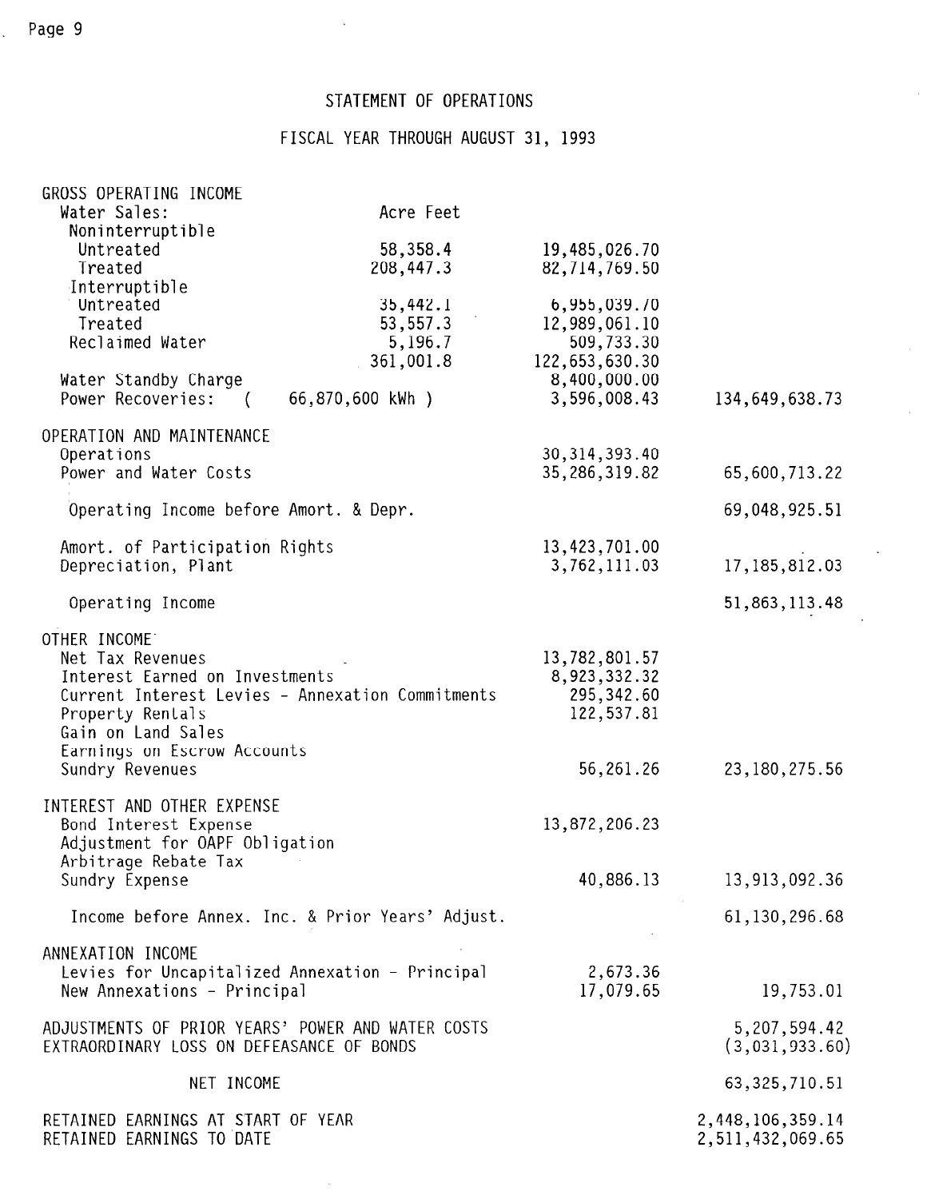# STATEMENT OF OPERATIONS

## FISCAL YEAR THROUGH AUGUST 31, 1993

| | Acre Feet | | |
|---|---|---|---|
| **GROSS OPERATING INCOME** | | | |
| Water Sales: | | | |
| Noninterruptible | | | |
| Untreated | 58,358.4 | 19,485,026.70 | |
| Treated | 208,447.3 | 82,714,769.50 | |
| Interruptible | | | |
| Untreated | 35,442.1 | 6,955,039.70 | |
| Treated | 53,557.3 | 12,989,061.10 | |
| Reclaimed Water | 5,196.7 | 509,733.30 | |
| | 361,001.8 | 122,653,630.30 | |
| Water Standby Charge | | 8,400,000.00 | |
| Power Recoveries: ( 66,870,600 kWh ) | | 3,596,008.43 | 134,649,638.73 |
| **OPERATION AND MAINTENANCE** | | | |
| Operations | | 30,314,393.40 | |
| Power and Water Costs | | 35,286,319.82 | 65,600,713.22 |
| Operating Income before Amort. & Depr. | | | 69,048,925.51 |
| Amort. of Participation Rights | | 13,423,701.00 | |
| Depreciation, Plant | | 3,762,111.03 | 17,185,812.03 |
| Operating Income | | | 51,863,113.48 |
| **OTHER INCOME** | | | |
| Net Tax Revenues | | 13,782,801.57 | |
| Interest Earned on Investments | | 8,923,332.32 | |
| Current Interest Levies - Annexation Commitments | | 295,342.60 | |
| Property Rentals | | 122,537.81 | |
| Gain on Land Sales | | | |
| Earnings on Escrow Accounts | | | |
| Sundry Revenues | | 56,261.26 | 23,180,275.56 |
| **INTEREST AND OTHER EXPENSE** | | | |
| Bond Interest Expense | | 13,872,206.23 | |
| Adjustment for OAPF Obligation | | | |
| Arbitrage Rebate Tax | | | |
| Sundry Expense | | 40,886.13 | 13,913,092.36 |
| Income before Annex. Inc. & Prior Years' Adjust. | | | 61,130,296.68 |
| **ANNEXATION INCOME** | | | |
| Levies for Uncapitalized Annexation - Principal | | 2,673.36 | |
| New Annexations - Principal | | 17,079.65 | 19,753.01 |
| **ADJUSTMENTS OF PRIOR YEARS' POWER AND WATER COSTS** | | | 5,207,594.42 |
| **EXTRAORDINARY LOSS ON DEFEASANCE OF BONDS** | | | (3,031,933.60) |
| **NET INCOME** | | | 63,325,710.51 |
| RETAINED EARNINGS AT START OF YEAR | | | 2,448,106,359.14 |
| RETAINED EARNINGS TO DATE | | | 2,511,432,069.65 |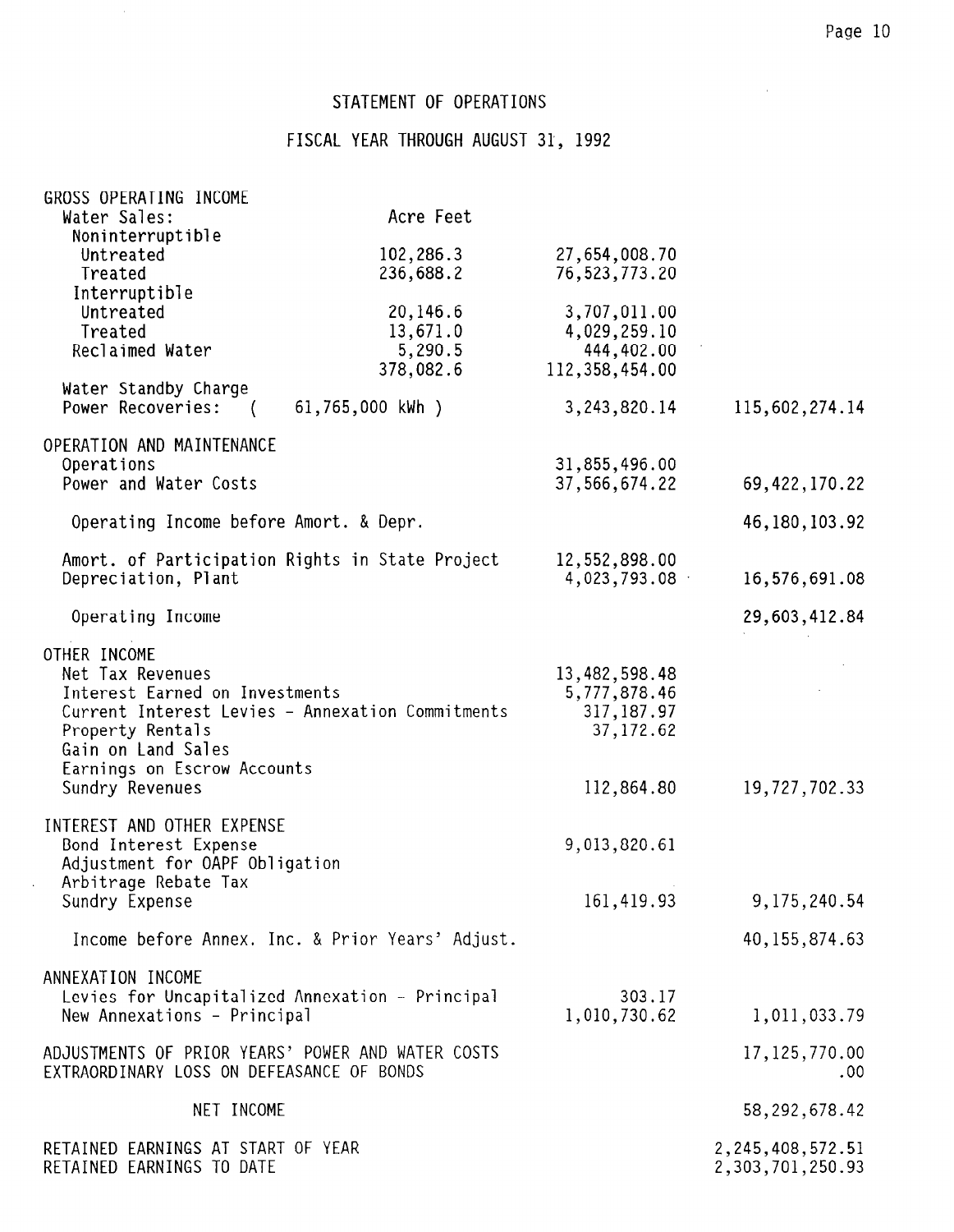## STATEMENT OF OPERATIONS

## FISCAL YEAR THROUGH AUGUST 31, 1992

| | Acre Feet | | |
|---|---|---|---|
| **GROSS OPERATING INCOME** | | | |
| Water Sales: | | | |
| Noninterruptible | | | |
| Untreated | 102,286.3 | 27,654,008.70 | |
| Treated | 236,688.2 | 76,523,773.20 | |
| Interruptible | | | |
| Untreated | 20,146.6 | 3,707,011.00 | |
| Treated | 13,671.0 | 4,029,259.10 | |
| Reclaimed Water | 5,290.5 | 444,402.00 | |
| | 378,082.6 | 112,358,454.00 | |
| Water Standby Charge | | | |
| Power Recoveries: ( 61,765,000 kWh ) | | 3,243,820.14 | 115,602,274.14 |
| **OPERATION AND MAINTENANCE** | | | |
| Operations | | 31,855,496.00 | |
| Power and Water Costs | | 37,566,674.22 | 69,422,170.22 |
| Operating Income before Amort. & Depr. | | | 46,180,103.92 |
| Amort. of Participation Rights in State Project | | 12,552,898.00 | |
| Depreciation, Plant | | 4,023,793.08 | 16,576,691.08 |
| Operating Income | | | 29,603,412.84 |
| **OTHER INCOME** | | | |
| Net Tax Revenues | | 13,482,598.48 | |
| Interest Earned on Investments | | 5,777,878.46 | |
| Current Interest Levies - Annexation Commitments | | 317,187.97 | |
| Property Rentals | | 37,172.62 | |
| Gain on Land Sales | | | |
| Earnings on Escrow Accounts | | | |
| Sundry Revenues | | 112,864.80 | 19,727,702.33 |
| **INTEREST AND OTHER EXPENSE** | | | |
| Bond Interest Expense | | 9,013,820.61 | |
| Adjustment for OAPF Obligation | | | |
| Arbitrage Rebate Tax | | | |
| Sundry Expense | | 161,419.93 | 9,175,240.54 |
| Income before Annex. Inc. & Prior Years' Adjust. | | | 40,155,874.63 |
| **ANNEXATION INCOME** | | | |
| Levies for Uncapitalized Annexation - Principal | | 303.17 | |
| New Annexations - Principal | | 1,010,730.62 | 1,011,033.79 |
| ADJUSTMENTS OF PRIOR YEARS' POWER AND WATER COSTS | | | 17,125,770.00 |
| EXTRAORDINARY LOSS ON DEFEASANCE OF BONDS | | | .00 |
| NET INCOME | | | 58,292,678.42 |
| RETAINED EARNINGS AT START OF YEAR | | | 2,245,408,572.51 |
| RETAINED EARNINGS TO DATE | | | 2,303,701,250.93 |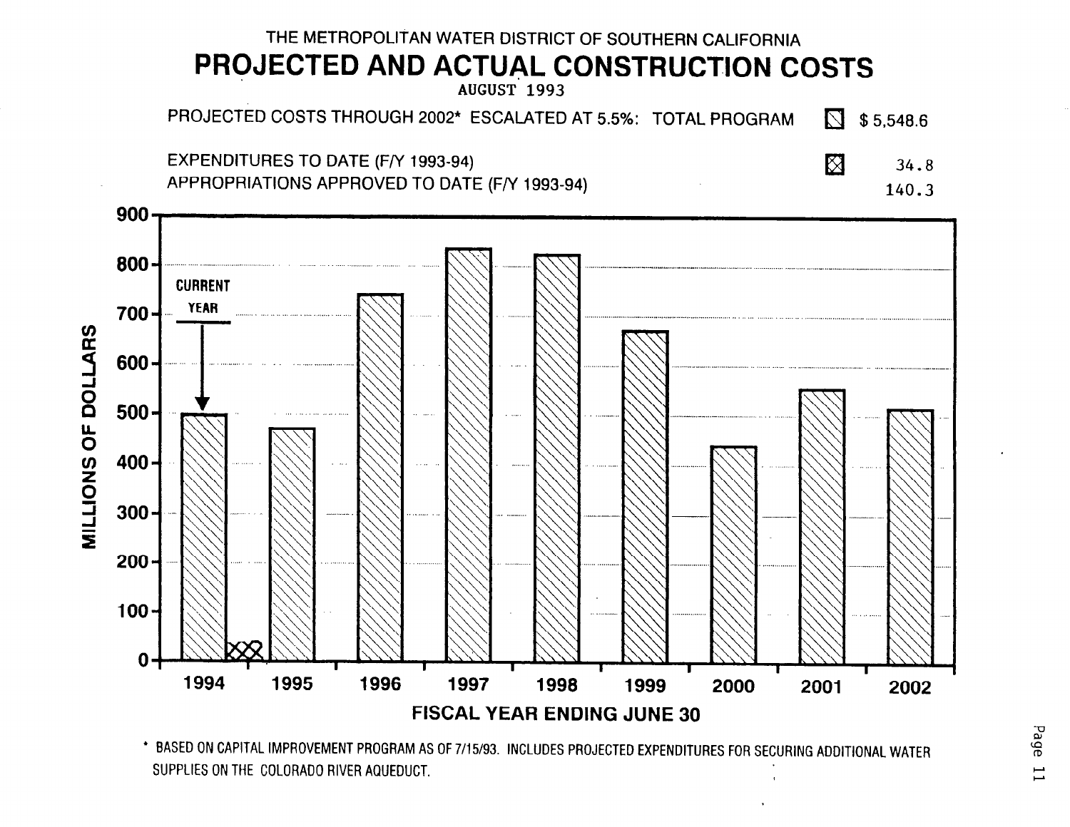THE METROPOLITAN WATER DISTRICT OF SOUTHERN CALIFORNIA

# PROJECTED AND ACTUAL CONSTRUCTION COSTS

AUGUST 1993

| | | |
|---|---|---|
| PROJECTED COSTS THROUGH 2002* ESCALATED AT 5.5%: TOTAL PROGRAM | ▧ | $ 5,548.6 |
| EXPENDITURES TO DATE (F/Y 1993-94) | ▩ | 34.8 |
| APPROPRIATIONS APPROVED TO DATE (F/Y 1993-94) | | 140.3 |

MILLIONS OF DOLLARS

900, 800, 700, 600, 500, 400, 300, 200, 100, 0

CURRENT YEAR

1994 1995 1996 1997 1998 1999 2000 2001 2002

FISCAL YEAR ENDING JUNE 30

\* BASED ON CAPITAL IMPROVEMENT PROGRAM AS OF 7/15/93. INCLUDES PROJECTED EXPENDITURES FOR SECURING ADDITIONAL WATER SUPPLIES ON THE COLORADO RIVER AQUEDUCT.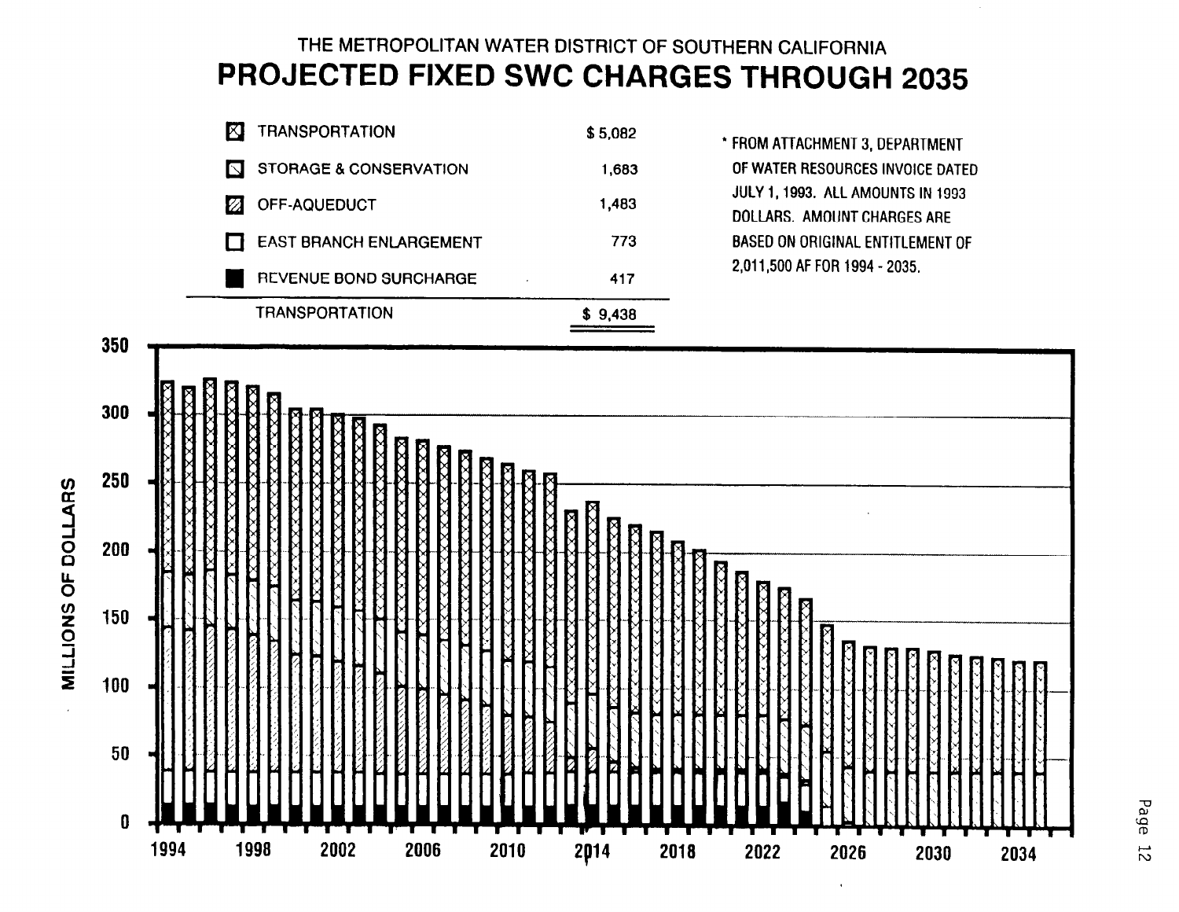THE METROPOLITAN WATER DISTRICT OF SOUTHERN CALIFORNIA

# PROJECTED FIXED SWC CHARGES THROUGH 2035

| | |
|---|---|
| TRANSPORTATION | $ 5,082 |
| STORAGE & CONSERVATION | 1,683 |
| OFF-AQUEDUCT | 1,483 |
| EAST BRANCH ENLARGEMENT | 773 |
| REVENUE BOND SURCHARGE | 417 |
| TRANSPORTATION | $ 9,438 |

* FROM ATTACHMENT 3, DEPARTMENT OF WATER RESOURCES INVOICE DATED JULY 1, 1993. ALL AMOUNTS IN 1993 DOLLARS. AMOUNT CHARGES ARE BASED ON ORIGINAL ENTITLEMENT OF 2,011,500 AF FOR 1994 - 2035.

MILLIONS OF DOLLARS

350 / 300 / 250 / 200 / 150 / 100 / 50 / 0

1994 1998 2002 2006 2010 2014 2018 2022 2026 2030 2034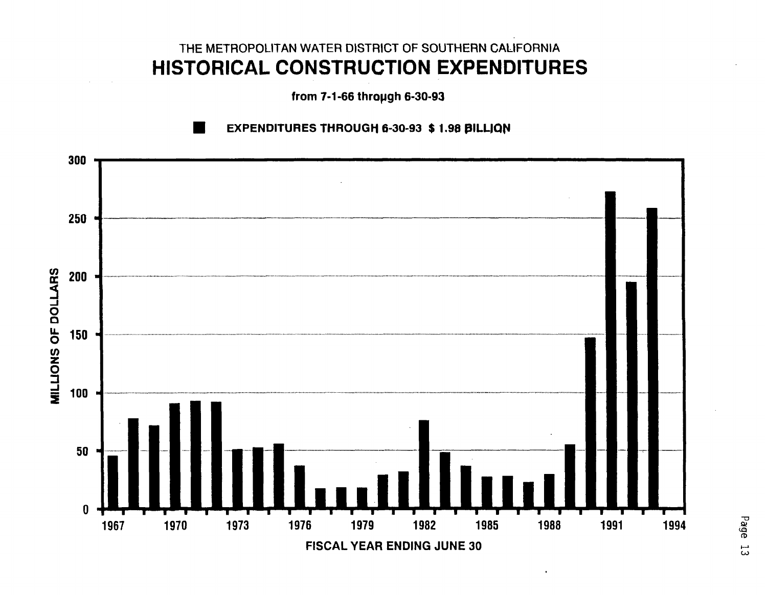THE METROPOLITAN WATER DISTRICT OF SOUTHERN CALIFORNIA

# HISTORICAL CONSTRUCTION EXPENDITURES

**from 7-1-66 through 6-30-93**

■ **EXPENDITURES THROUGH 6-30-93 $ 1.98 BILLION**

MILLIONS OF DOLLARS

300

250

200

150

100

50

0

1967 1970 1973 1976 1979 1982 1985 1988 1991 1994

**FISCAL YEAR ENDING JUNE 30**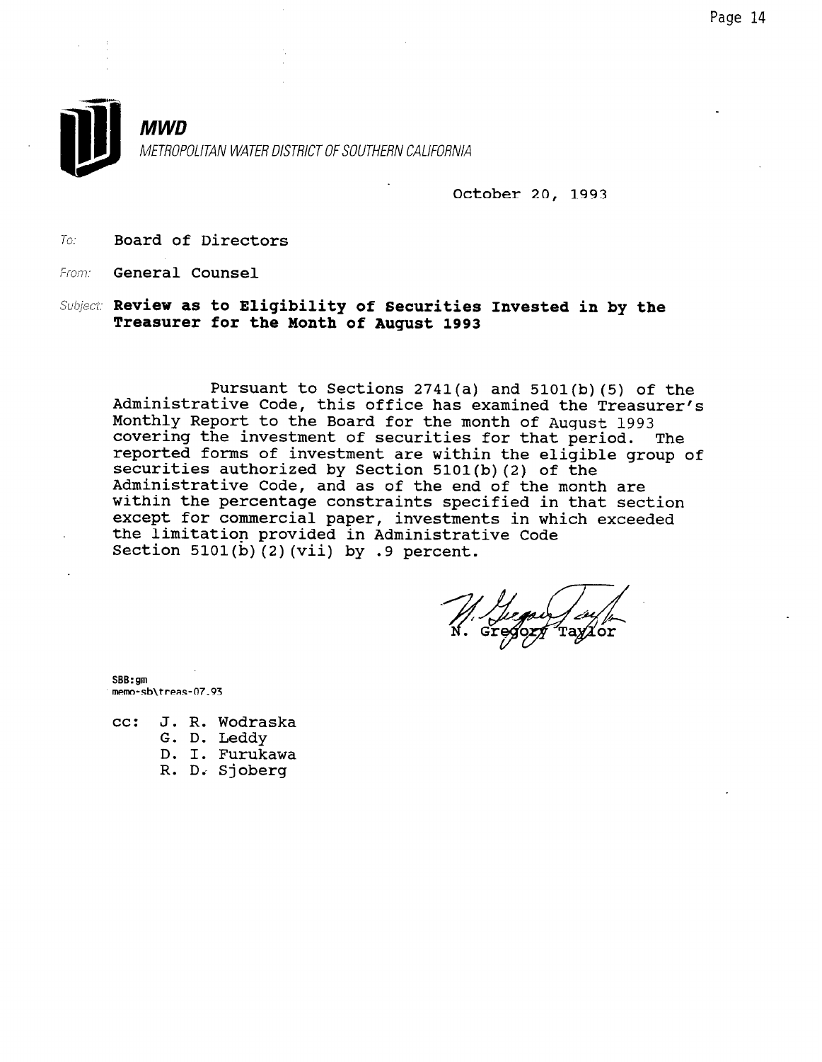**MWD**

*METROPOLITAN WATER DISTRICT OF SOUTHERN CALIFORNIA*

October 20, 1993

To: **Board of Directors**

From: **General Counsel**

Subject: **Review as to Eligibility of Securities Invested in by the Treasurer for the Month of August 1993**

Pursuant to Sections 2741(a) and 5101(b)(5) of the Administrative Code, this office has examined the Treasurer's Monthly Report to the Board for the month of August 1993 covering the investment of securities for that period. The reported forms of investment are within the eligible group of securities authorized by Section 5101(b)(2) of the Administrative Code, and as of the end of the month are within the percentage constraints specified in that section except for commercial paper, investments in which exceeded the limitation provided in Administrative Code Section 5101(b)(2)(vii) by .9 percent.

N. Gregory Taylor

SBB:gm
memo-sb\treas-07.93

cc: J. R. Wodraska
G. D. Leddy
D. I. Furukawa
R. D. Sjoberg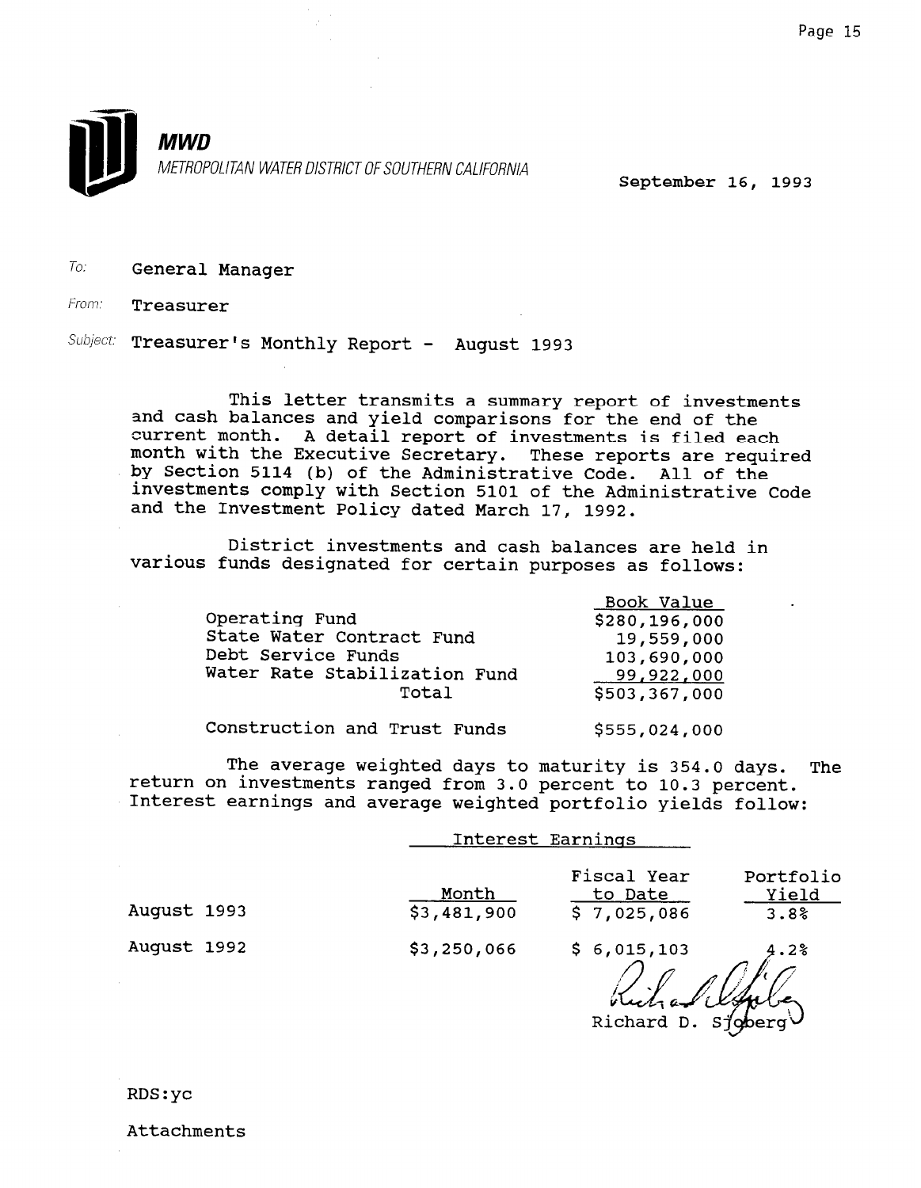**MWD**

*METROPOLITAN WATER DISTRICT OF SOUTHERN CALIFORNIA*

September 16, 1993

To: General Manager

From: Treasurer

Subject: Treasurer's Monthly Report - August 1993

This letter transmits a summary report of investments and cash balances and yield comparisons for the end of the current month. A detail report of investments is filed each month with the Executive Secretary. These reports are required by Section 5114 (b) of the Administrative Code. All of the investments comply with Section 5101 of the Administrative Code and the Investment Policy dated March 17, 1992.

District investments and cash balances are held in various funds designated for certain purposes as follows:

| | Book Value |
|---|---|
| Operating Fund | $280,196,000 |
| State Water Contract Fund | 19,559,000 |
| Debt Service Funds | 103,690,000 |
| Water Rate Stabilization Fund | 99,922,000 |
| Total | $503,367,000 |
| Construction and Trust Funds | $555,024,000 |

The average weighted days to maturity is 354.0 days. The return on investments ranged from 3.0 percent to 10.3 percent. Interest earnings and average weighted portfolio yields follow:

| | Interest Earnings | | |
|---|---|---|---|
| | Month | Fiscal Year to Date | Portfolio Yield |
| August 1993 | $3,481,900 | $ 7,025,086 | 3.8% |
| August 1992 | $3,250,066 | $ 6,015,103 | 4.2% |

Richard D. Sjoberg

RDS:yc

Attachments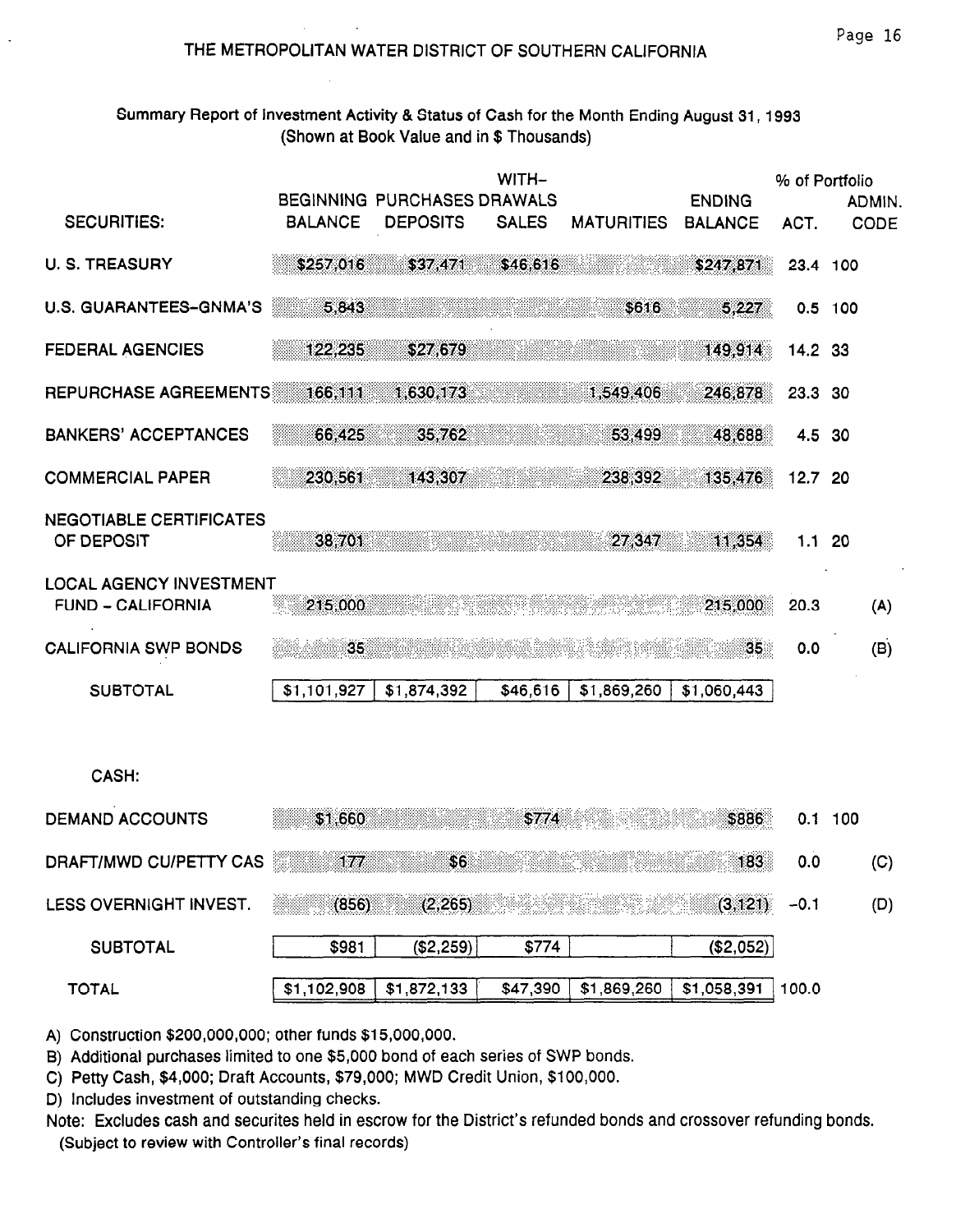# THE METROPOLITAN WATER DISTRICT OF SOUTHERN CALIFORNIA

Summary Report of Investment Activity & Status of Cash for the Month Ending August 31, 1993
(Shown at Book Value and in $ Thousands)

| SECURITIES: | BEGINNING BALANCE | PURCHASES DEPOSITS | WITH-DRAWALS SALES | MATURITIES | ENDING BALANCE | % of Portfolio ACT. | ADMIN. CODE |
|---|---|---|---|---|---|---|---|
| U. S. TREASURY | $257,016 | $37,471 | $46,616 | | $247,871 | 23.4 | 100 |
| U.S. GUARANTEES-GNMA'S | 5,843 | | | $616 | 5,227 | 0.5 | 100 |
| FEDERAL AGENCIES | 122,235 | $27,679 | | | 149,914 | 14.2 | 33 |
| REPURCHASE AGREEMENTS | 166,111 | 1,630,173 | | 1,549,406 | 246,878 | 23.3 | 30 |
| BANKERS' ACCEPTANCES | 66,425 | 35,762 | | 53,499 | 48,688 | 4.5 | 30 |
| COMMERCIAL PAPER | 230,561 | 143,307 | | 238,392 | 135,476 | 12.7 | 20 |
| NEGOTIABLE CERTIFICATES OF DEPOSIT | 38,701 | | | 27,347 | 11,354 | 1.1 | 20 |
| LOCAL AGENCY INVESTMENT FUND - CALIFORNIA | 215,000 | | | | 215,000 | 20.3 | (A) |
| CALIFORNIA SWP BONDS | 35 | | | | 35 | 0.0 | (B) |
| SUBTOTAL | $1,101,927 | $1,874,392 | $46,616 | $1,869,260 | $1,060,443 | | |
| **CASH:** | | | | | | | |
| DEMAND ACCOUNTS | $1,660 | | $774 | | $886 | 0.1 | 100 |
| DRAFT/MWD CU/PETTY CAS | 177 | $6 | | | 183 | 0.0 | (C) |
| LESS OVERNIGHT INVEST. | (856) | (2,265) | | | (3,121) | -0.1 | (D) |
| SUBTOTAL | $981 | ($2,259) | $774 | | ($2,052) | | |
| TOTAL | $1,102,908 | $1,872,133 | $47,390 | $1,869,260 | $1,058,391 | 100.0 | |

A) Construction $200,000,000; other funds $15,000,000.

B) Additional purchases limited to one $5,000 bond of each series of SWP bonds.

C) Petty Cash, $4,000; Draft Accounts, $79,000; MWD Credit Union, $100,000.

D) Includes investment of outstanding checks.

Note: Excludes cash and securites held in escrow for the District's refunded bonds and crossover refunding bonds.
(Subject to review with Controller's final records)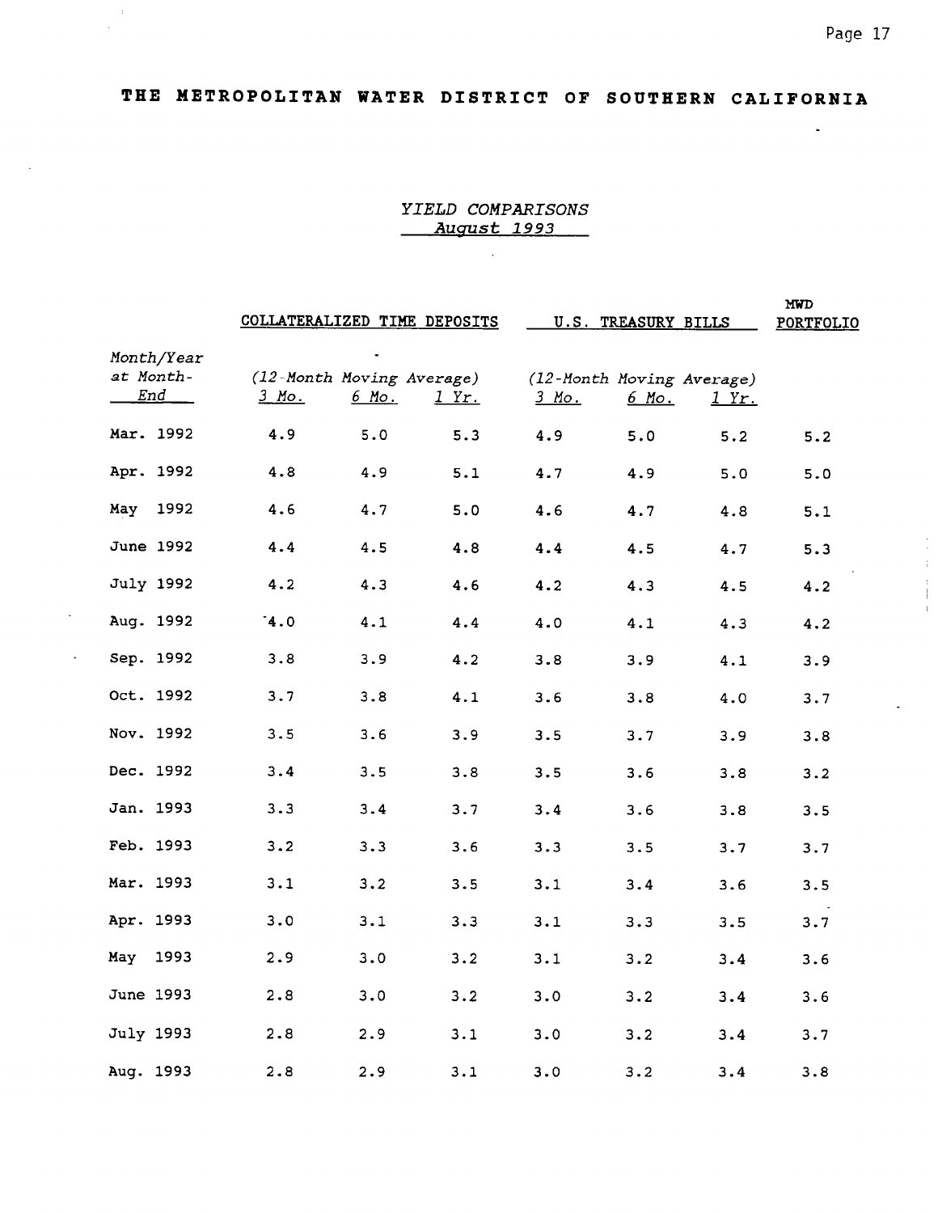# THE METROPOLITAN WATER DISTRICT OF SOUTHERN CALIFORNIA

## *YIELD COMPARISONS*
## *August 1993*

| | COLLATERALIZED TIME DEPOSITS | | | U.S. TREASURY BILLS | | | MWD PORTFOLIO |
|---|---|---|---|---|---|---|---|
| *Month/Year at Month-End* | *(12-Month Moving Average)* | | | *(12-Month Moving Average)* | | | |
| | *3 Mo.* | *6 Mo.* | *1 Yr.* | *3 Mo.* | *6 Mo.* | *1 Yr.* | |
| Mar. 1992 | 4.9 | 5.0 | 5.3 | 4.9 | 5.0 | 5.2 | 5.2 |
| Apr. 1992 | 4.8 | 4.9 | 5.1 | 4.7 | 4.9 | 5.0 | 5.0 |
| May 1992 | 4.6 | 4.7 | 5.0 | 4.6 | 4.7 | 4.8 | 5.1 |
| June 1992 | 4.4 | 4.5 | 4.8 | 4.4 | 4.5 | 4.7 | 5.3 |
| July 1992 | 4.2 | 4.3 | 4.6 | 4.2 | 4.3 | 4.5 | 4.2 |
| Aug. 1992 | 4.0 | 4.1 | 4.4 | 4.0 | 4.1 | 4.3 | 4.2 |
| Sep. 1992 | 3.8 | 3.9 | 4.2 | 3.8 | 3.9 | 4.1 | 3.9 |
| Oct. 1992 | 3.7 | 3.8 | 4.1 | 3.6 | 3.8 | 4.0 | 3.7 |
| Nov. 1992 | 3.5 | 3.6 | 3.9 | 3.5 | 3.7 | 3.9 | 3.8 |
| Dec. 1992 | 3.4 | 3.5 | 3.8 | 3.5 | 3.6 | 3.8 | 3.2 |
| Jan. 1993 | 3.3 | 3.4 | 3.7 | 3.4 | 3.6 | 3.8 | 3.5 |
| Feb. 1993 | 3.2 | 3.3 | 3.6 | 3.3 | 3.5 | 3.7 | 3.7 |
| Mar. 1993 | 3.1 | 3.2 | 3.5 | 3.1 | 3.4 | 3.6 | 3.5 |
| Apr. 1993 | 3.0 | 3.1 | 3.3 | 3.1 | 3.3 | 3.5 | 3.7 |
| May 1993 | 2.9 | 3.0 | 3.2 | 3.1 | 3.2 | 3.4 | 3.6 |
| June 1993 | 2.8 | 3.0 | 3.2 | 3.0 | 3.2 | 3.4 | 3.6 |
| July 1993 | 2.8 | 2.9 | 3.1 | 3.0 | 3.2 | 3.4 | 3.7 |
| Aug. 1993 | 2.8 | 2.9 | 3.1 | 3.0 | 3.2 | 3.4 | 3.8 |